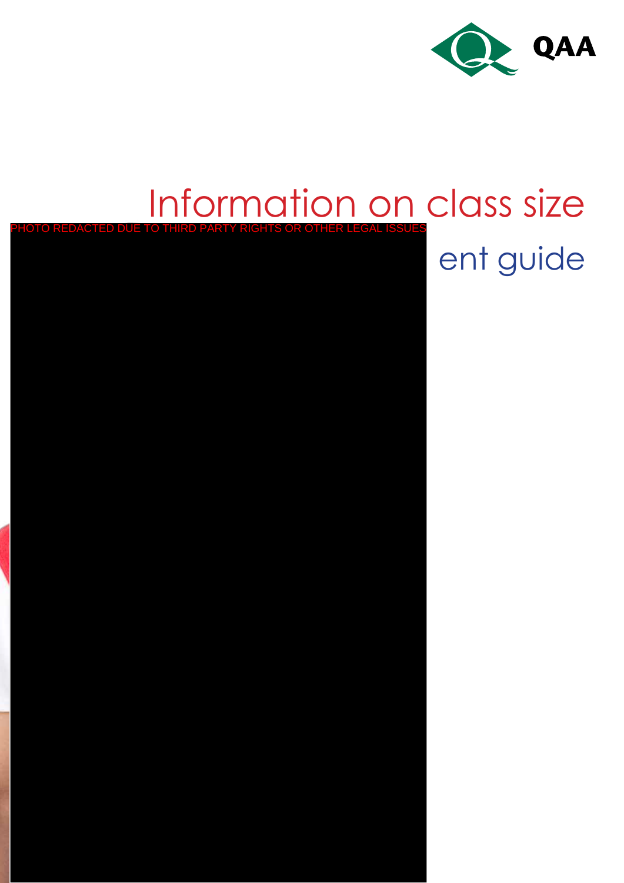QAA

# Information on class size

PHOTO REDACTED DUE TO THIRD PARTY RIGHTS OR OTHER LEGAL ISSUES

## ent guide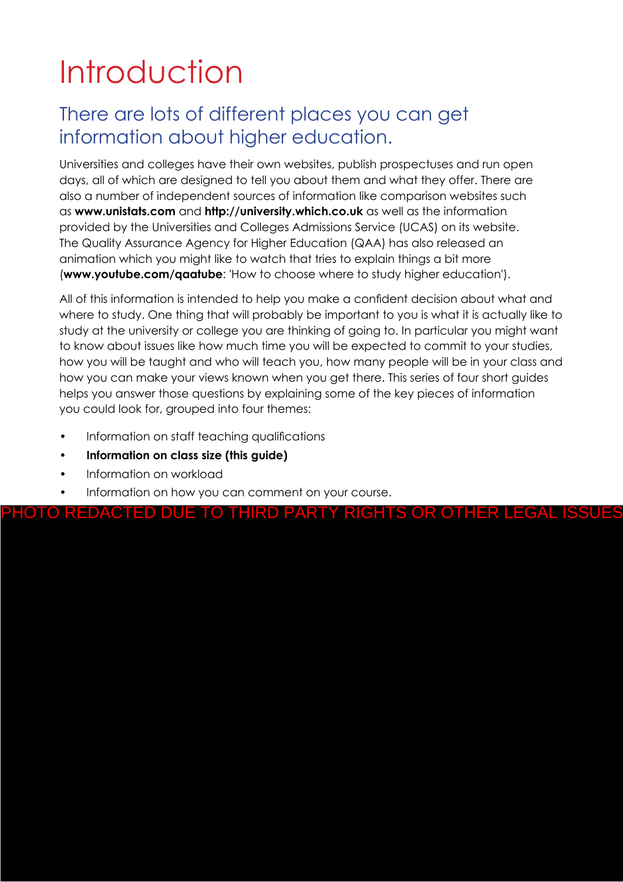# Introduction

## There are lots of different places you can get information about higher education.

Universities and colleges have their own websites, publish prospectuses and run open days, all of which are designed to tell you about them and what they offer. There are also a number of independent sources of information like comparison websites such as **www.unistats.com** and **http://university.which.co.uk** as well as the information provided by the Universities and Colleges Admissions Service (UCAS) on its website. The Quality Assurance Agency for Higher Education (QAA) has also released an animation which you might like to watch that tries to explain things a bit more (**www.youtube.com/qaatube**: 'How to choose where to study higher education').

All of this information is intended to help you make a confident decision about what and where to study. One thing that will probably be important to you is what it is actually like to study at the university or college you are thinking of going to. In particular you might want to know about issues like how much time you will be expected to commit to your studies, how you will be taught and who will teach you, how many people will be in your class and how you can make your views known when you get there. This series of four short guides helps you answer those questions by explaining some of the key pieces of information you could look for, grouped into four themes:

- Information on staff teaching qualifications
- **Information on class size (this guide)**
- Information on workload
- Information on how you can comment on your course.

PHOTO REDACTED DUE TO THIRD PARTY RIGHTS OR OTHER LEGAL ISSUES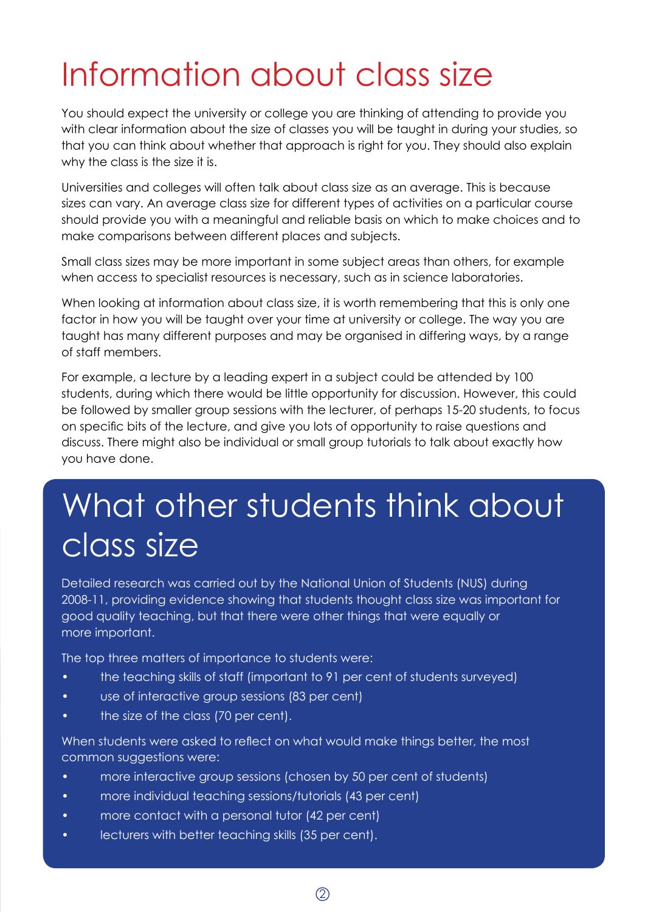# Information about class size

You should expect the university or college you are thinking of attending to provide you with clear information about the size of classes you will be taught in during your studies, so that you can think about whether that approach is right for you. They should also explain why the class is the size it is.

Universities and colleges will often talk about class size as an average. This is because sizes can vary. An average class size for different types of activities on a particular course should provide you with a meaningful and reliable basis on which to make choices and to make comparisons between different places and subjects.

Small class sizes may be more important in some subject areas than others, for example when access to specialist resources is necessary, such as in science laboratories.

When looking at information about class size, it is worth remembering that this is only one factor in how you will be taught over your time at university or college. The way you are taught has many different purposes and may be organised in differing ways, by a range of staff members.

For example, a lecture by a leading expert in a subject could be attended by 100 students, during which there would be little opportunity for discussion. However, this could be followed by smaller group sessions with the lecturer, of perhaps 15-20 students, to focus on specific bits of the lecture, and give you lots of opportunity to raise questions and discuss. There might also be individual or small group tutorials to talk about exactly how you have done.

# What other students think about class size

Detailed research was carried out by the National Union of Students (NUS) during 2008-11, providing evidence showing that students thought class size was important for good quality teaching, but that there were other things that were equally or more important.

The top three matters of importance to students were:

- the teaching skills of staff (important to 91 per cent of students surveyed)
- use of interactive group sessions (83 per cent)
- the size of the class (70 per cent).

When students were asked to reflect on what would make things better, the most common suggestions were:

- more interactive group sessions (chosen by 50 per cent of students)
- more individual teaching sessions/tutorials (43 per cent)
- more contact with a personal tutor (42 per cent)
- lecturers with better teaching skills (35 per cent).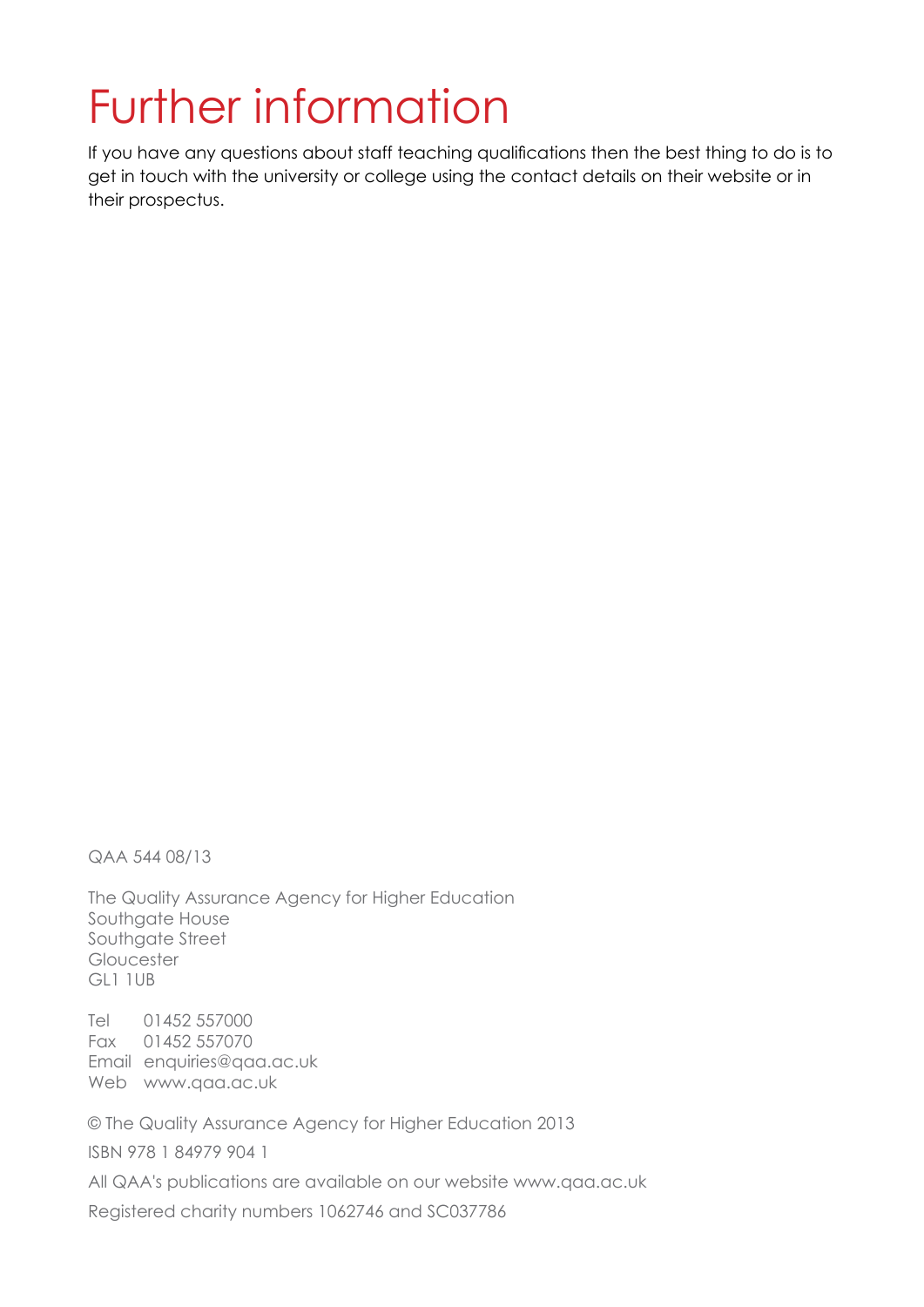# Further information

If you have any questions about staff teaching qualifications then the best thing to do is to get in touch with the university or college using the contact details on their website or in their prospectus.

QAA 544 08/13

The Quality Assurance Agency for Higher Education
Southgate House
Southgate Street
Gloucester
GL1 1UB

Tel 01452 557000
Fax 01452 557070
Email enquiries@qaa.ac.uk
Web www.qaa.ac.uk

© The Quality Assurance Agency for Higher Education 2013

ISBN 978 1 84979 904 1

All QAA's publications are available on our website www.qaa.ac.uk

Registered charity numbers 1062746 and SC037786